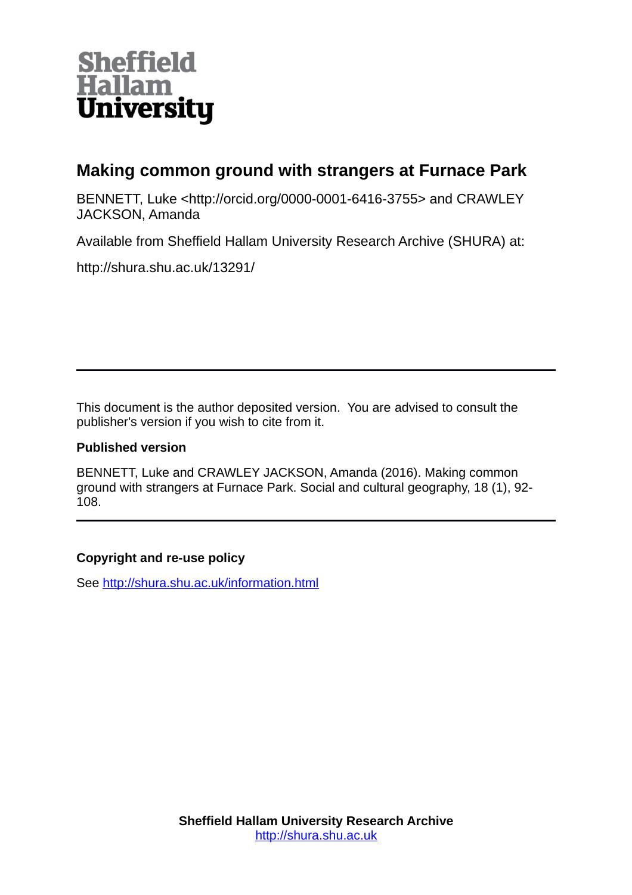Sheffield Hallam University

# Making common ground with strangers at Furnace Park

BENNETT, Luke <http://orcid.org/0000-0001-6416-3755> and CRAWLEY JACKSON, Amanda

Available from Sheffield Hallam University Research Archive (SHURA) at:

http://shura.shu.ac.uk/13291/

---

This document is the author deposited version. You are advised to consult the publisher's version if you wish to cite from it.

**Published version**

BENNETT, Luke and CRAWLEY JACKSON, Amanda (2016). Making common ground with strangers at Furnace Park. Social and cultural geography, 18 (1), 92-108.

---

**Copyright and re-use policy**

See http://shura.shu.ac.uk/information.html

**Sheffield Hallam University Research Archive**
http://shura.shu.ac.uk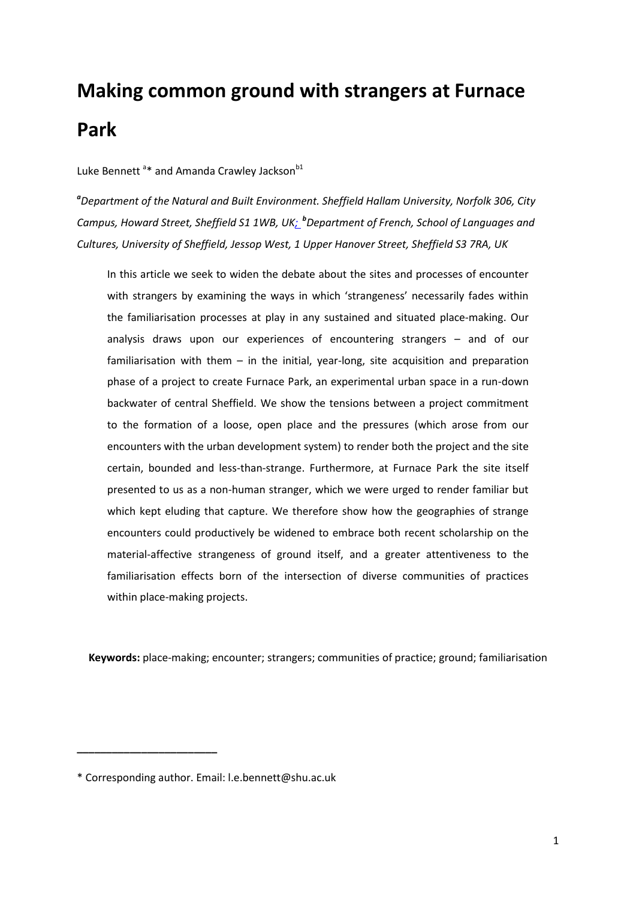# Making common ground with strangers at Furnace Park

Luke Bennett [a]* and Amanda Crawley Jackson[b1]

[a]*Department of the Natural and Built Environment. Sheffield Hallam University, Norfolk 306, City Campus, Howard Street, Sheffield S1 1WB, UK;* [b]*Department of French, School of Languages and Cultures, University of Sheffield, Jessop West, 1 Upper Hanover Street, Sheffield S3 7RA, UK*

> In this article we seek to widen the debate about the sites and processes of encounter with strangers by examining the ways in which 'strangeness' necessarily fades within the familiarisation processes at play in any sustained and situated place-making. Our analysis draws upon our experiences of encountering strangers – and of our familiarisation with them – in the initial, year-long, site acquisition and preparation phase of a project to create Furnace Park, an experimental urban space in a run-down backwater of central Sheffield. We show the tensions between a project commitment to the formation of a loose, open place and the pressures (which arose from our encounters with the urban development system) to render both the project and the site certain, bounded and less-than-strange. Furthermore, at Furnace Park the site itself presented to us as a non-human stranger, which we were urged to render familiar but which kept eluding that capture. We therefore show how the geographies of strange encounters could productively be widened to embrace both recent scholarship on the material-affective strangeness of ground itself, and a greater attentiveness to the familiarisation effects born of the intersection of diverse communities of practices within place-making projects.

**Keywords:** place-making; encounter; strangers; communities of practice; ground; familiarisation

---

\* Corresponding author. Email: l.e.bennett@shu.ac.uk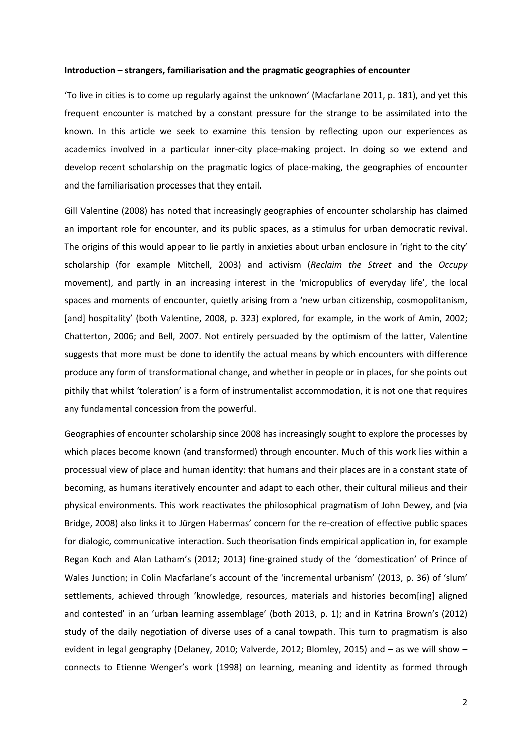**Introduction – strangers, familiarisation and the pragmatic geographies of encounter**

'To live in cities is to come up regularly against the unknown' (Macfarlane 2011, p. 181), and yet this frequent encounter is matched by a constant pressure for the strange to be assimilated into the known. In this article we seek to examine this tension by reflecting upon our experiences as academics involved in a particular inner-city place-making project. In doing so we extend and develop recent scholarship on the pragmatic logics of place-making, the geographies of encounter and the familiarisation processes that they entail.

Gill Valentine (2008) has noted that increasingly geographies of encounter scholarship has claimed an important role for encounter, and its public spaces, as a stimulus for urban democratic revival. The origins of this would appear to lie partly in anxieties about urban enclosure in 'right to the city' scholarship (for example Mitchell, 2003) and activism (*Reclaim the Street* and the *Occupy* movement), and partly in an increasing interest in the 'micropublics of everyday life', the local spaces and moments of encounter, quietly arising from a 'new urban citizenship, cosmopolitanism, [and] hospitality' (both Valentine, 2008, p. 323) explored, for example, in the work of Amin, 2002; Chatterton, 2006; and Bell, 2007. Not entirely persuaded by the optimism of the latter, Valentine suggests that more must be done to identify the actual means by which encounters with difference produce any form of transformational change, and whether in people or in places, for she points out pithily that whilst 'toleration' is a form of instrumentalist accommodation, it is not one that requires any fundamental concession from the powerful.

Geographies of encounter scholarship since 2008 has increasingly sought to explore the processes by which places become known (and transformed) through encounter. Much of this work lies within a processual view of place and human identity: that humans and their places are in a constant state of becoming, as humans iteratively encounter and adapt to each other, their cultural milieus and their physical environments. This work reactivates the philosophical pragmatism of John Dewey, and (via Bridge, 2008) also links it to Jürgen Habermas' concern for the re-creation of effective public spaces for dialogic, communicative interaction. Such theorisation finds empirical application in, for example Regan Koch and Alan Latham's (2012; 2013) fine-grained study of the 'domestication' of Prince of Wales Junction; in Colin Macfarlane's account of the 'incremental urbanism' (2013, p. 36) of 'slum' settlements, achieved through 'knowledge, resources, materials and histories becom[ing] aligned and contested' in an 'urban learning assemblage' (both 2013, p. 1); and in Katrina Brown's (2012) study of the daily negotiation of diverse uses of a canal towpath. This turn to pragmatism is also evident in legal geography (Delaney, 2010; Valverde, 2012; Blomley, 2015) and – as we will show – connects to Etienne Wenger's work (1998) on learning, meaning and identity as formed through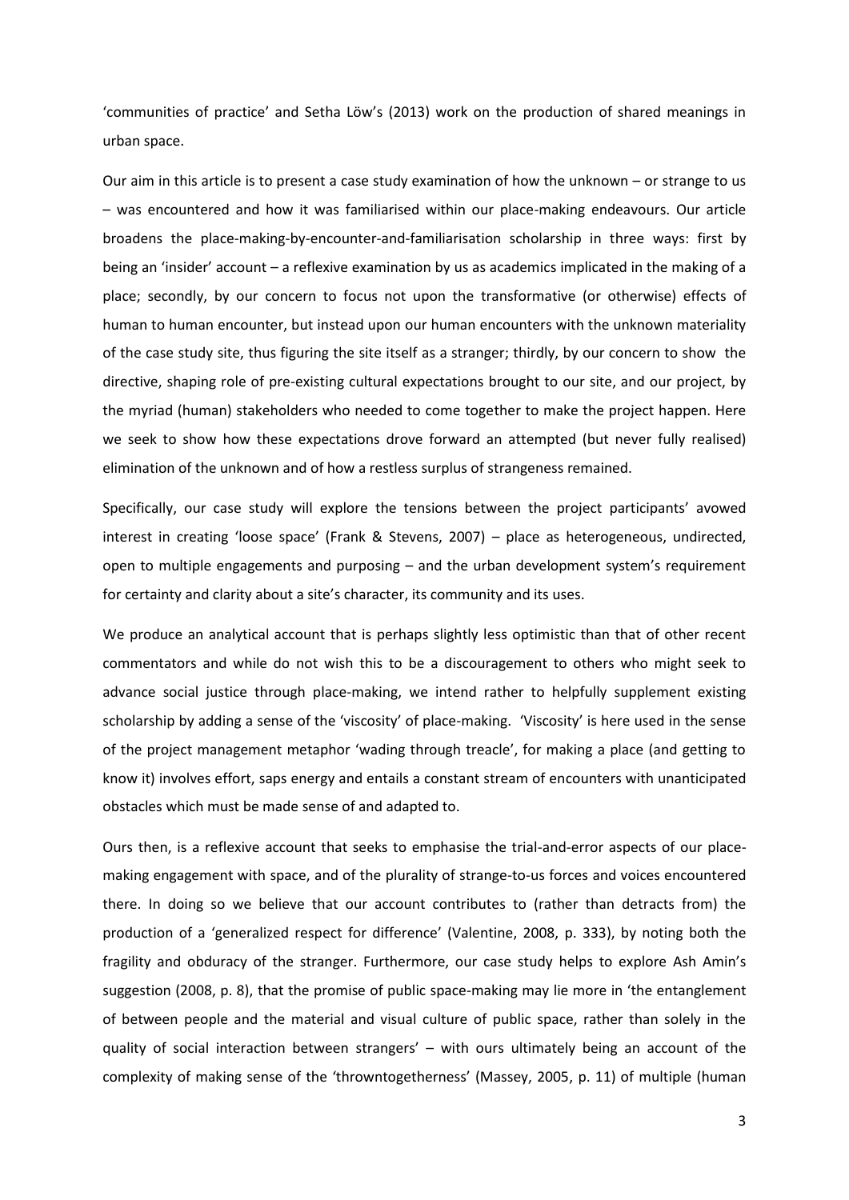'communities of practice' and Setha Löw's (2013) work on the production of shared meanings in urban space.

Our aim in this article is to present a case study examination of how the unknown – or strange to us – was encountered and how it was familiarised within our place-making endeavours. Our article broadens the place-making-by-encounter-and-familiarisation scholarship in three ways: first by being an 'insider' account – a reflexive examination by us as academics implicated in the making of a place; secondly, by our concern to focus not upon the transformative (or otherwise) effects of human to human encounter, but instead upon our human encounters with the unknown materiality of the case study site, thus figuring the site itself as a stranger; thirdly, by our concern to show the directive, shaping role of pre-existing cultural expectations brought to our site, and our project, by the myriad (human) stakeholders who needed to come together to make the project happen. Here we seek to show how these expectations drove forward an attempted (but never fully realised) elimination of the unknown and of how a restless surplus of strangeness remained.

Specifically, our case study will explore the tensions between the project participants' avowed interest in creating 'loose space' (Frank & Stevens, 2007) – place as heterogeneous, undirected, open to multiple engagements and purposing – and the urban development system's requirement for certainty and clarity about a site's character, its community and its uses.

We produce an analytical account that is perhaps slightly less optimistic than that of other recent commentators and while do not wish this to be a discouragement to others who might seek to advance social justice through place-making, we intend rather to helpfully supplement existing scholarship by adding a sense of the 'viscosity' of place-making. 'Viscosity' is here used in the sense of the project management metaphor 'wading through treacle', for making a place (and getting to know it) involves effort, saps energy and entails a constant stream of encounters with unanticipated obstacles which must be made sense of and adapted to.

Ours then, is a reflexive account that seeks to emphasise the trial-and-error aspects of our place-making engagement with space, and of the plurality of strange-to-us forces and voices encountered there. In doing so we believe that our account contributes to (rather than detracts from) the production of a 'generalized respect for difference' (Valentine, 2008, p. 333), by noting both the fragility and obduracy of the stranger. Furthermore, our case study helps to explore Ash Amin's suggestion (2008, p. 8), that the promise of public space-making may lie more in 'the entanglement of between people and the material and visual culture of public space, rather than solely in the quality of social interaction between strangers' – with ours ultimately being an account of the complexity of making sense of the 'throwntogetherness' (Massey, 2005, p. 11) of multiple (human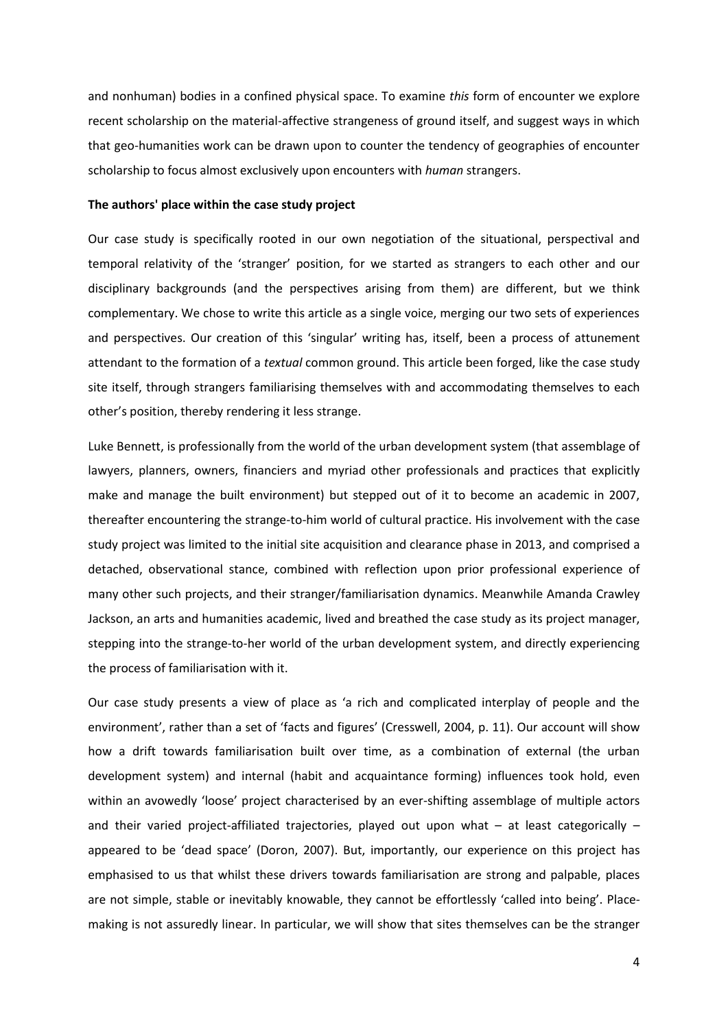and nonhuman) bodies in a confined physical space. To examine *this* form of encounter we explore recent scholarship on the material-affective strangeness of ground itself, and suggest ways in which that geo-humanities work can be drawn upon to counter the tendency of geographies of encounter scholarship to focus almost exclusively upon encounters with *human* strangers.

**The authors' place within the case study project**

Our case study is specifically rooted in our own negotiation of the situational, perspectival and temporal relativity of the 'stranger' position, for we started as strangers to each other and our disciplinary backgrounds (and the perspectives arising from them) are different, but we think complementary. We chose to write this article as a single voice, merging our two sets of experiences and perspectives. Our creation of this 'singular' writing has, itself, been a process of attunement attendant to the formation of a *textual* common ground. This article been forged, like the case study site itself, through strangers familiarising themselves with and accommodating themselves to each other's position, thereby rendering it less strange.

Luke Bennett, is professionally from the world of the urban development system (that assemblage of lawyers, planners, owners, financiers and myriad other professionals and practices that explicitly make and manage the built environment) but stepped out of it to become an academic in 2007, thereafter encountering the strange-to-him world of cultural practice. His involvement with the case study project was limited to the initial site acquisition and clearance phase in 2013, and comprised a detached, observational stance, combined with reflection upon prior professional experience of many other such projects, and their stranger/familiarisation dynamics. Meanwhile Amanda Crawley Jackson, an arts and humanities academic, lived and breathed the case study as its project manager, stepping into the strange-to-her world of the urban development system, and directly experiencing the process of familiarisation with it.

Our case study presents a view of place as 'a rich and complicated interplay of people and the environment', rather than a set of 'facts and figures' (Cresswell, 2004, p. 11). Our account will show how a drift towards familiarisation built over time, as a combination of external (the urban development system) and internal (habit and acquaintance forming) influences took hold, even within an avowedly 'loose' project characterised by an ever-shifting assemblage of multiple actors and their varied project-affiliated trajectories, played out upon what – at least categorically – appeared to be 'dead space' (Doron, 2007). But, importantly, our experience on this project has emphasised to us that whilst these drivers towards familiarisation are strong and palpable, places are not simple, stable or inevitably knowable, they cannot be effortlessly 'called into being'. Place-making is not assuredly linear. In particular, we will show that sites themselves can be the stranger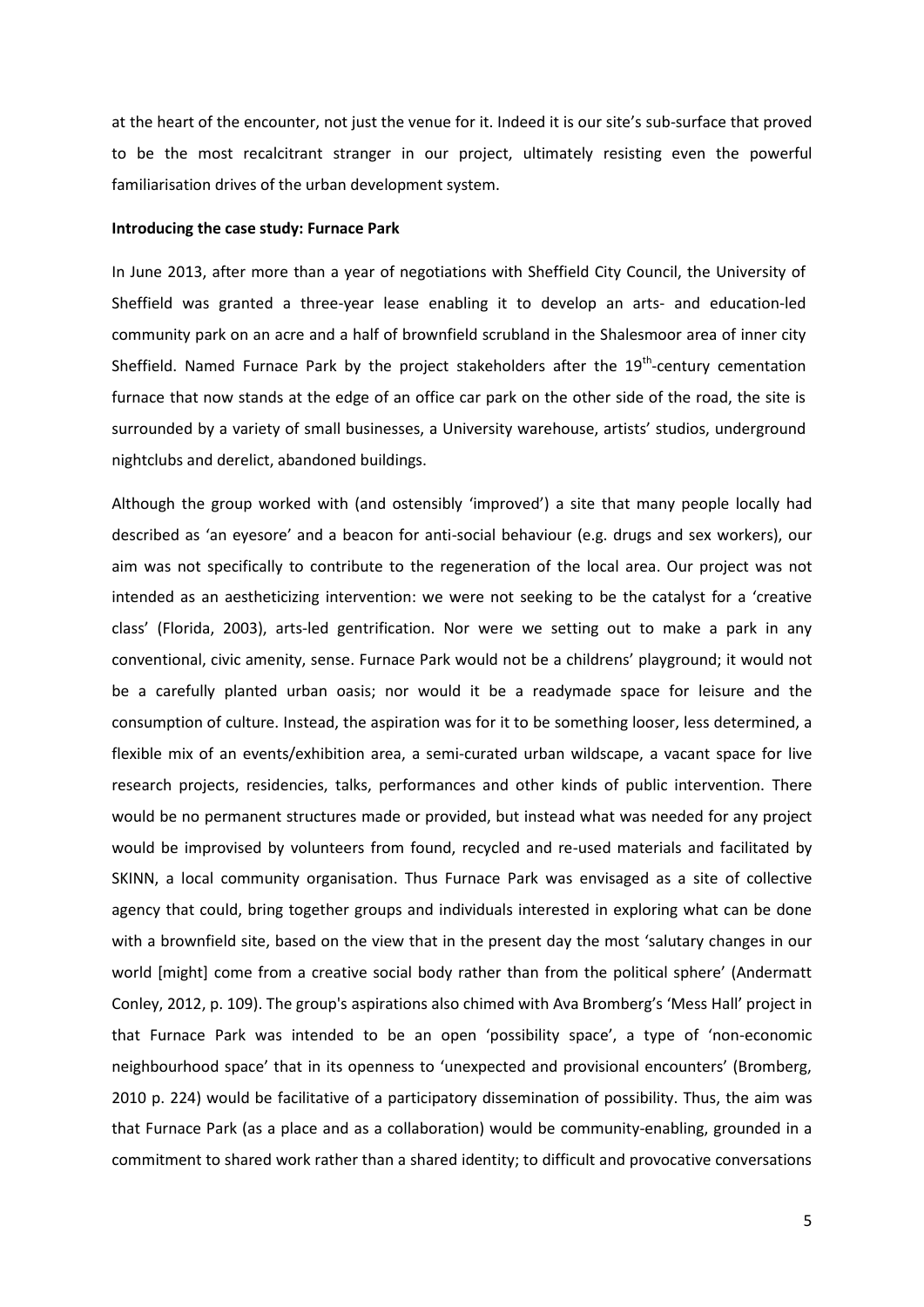at the heart of the encounter, not just the venue for it. Indeed it is our site's sub-surface that proved to be the most recalcitrant stranger in our project, ultimately resisting even the powerful familiarisation drives of the urban development system.

**Introducing the case study: Furnace Park**

In June 2013, after more than a year of negotiations with Sheffield City Council, the University of Sheffield was granted a three-year lease enabling it to develop an arts- and education-led community park on an acre and a half of brownfield scrubland in the Shalesmoor area of inner city Sheffield. Named Furnace Park by the project stakeholders after the 19th-century cementation furnace that now stands at the edge of an office car park on the other side of the road, the site is surrounded by a variety of small businesses, a University warehouse, artists' studios, underground nightclubs and derelict, abandoned buildings.

Although the group worked with (and ostensibly 'improved') a site that many people locally had described as 'an eyesore' and a beacon for anti-social behaviour (e.g. drugs and sex workers), our aim was not specifically to contribute to the regeneration of the local area. Our project was not intended as an aestheticizing intervention: we were not seeking to be the catalyst for a 'creative class' (Florida, 2003), arts-led gentrification. Nor were we setting out to make a park in any conventional, civic amenity, sense. Furnace Park would not be a childrens' playground; it would not be a carefully planted urban oasis; nor would it be a readymade space for leisure and the consumption of culture. Instead, the aspiration was for it to be something looser, less determined, a flexible mix of an events/exhibition area, a semi-curated urban wildscape, a vacant space for live research projects, residencies, talks, performances and other kinds of public intervention. There would be no permanent structures made or provided, but instead what was needed for any project would be improvised by volunteers from found, recycled and re-used materials and facilitated by SKINN, a local community organisation. Thus Furnace Park was envisaged as a site of collective agency that could, bring together groups and individuals interested in exploring what can be done with a brownfield site, based on the view that in the present day the most 'salutary changes in our world [might] come from a creative social body rather than from the political sphere' (Andermatt Conley, 2012, p. 109). The group's aspirations also chimed with Ava Bromberg's 'Mess Hall' project in that Furnace Park was intended to be an open 'possibility space', a type of 'non-economic neighbourhood space' that in its openness to 'unexpected and provisional encounters' (Bromberg, 2010 p. 224) would be facilitative of a participatory dissemination of possibility. Thus, the aim was that Furnace Park (as a place and as a collaboration) would be community-enabling, grounded in a commitment to shared work rather than a shared identity; to difficult and provocative conversations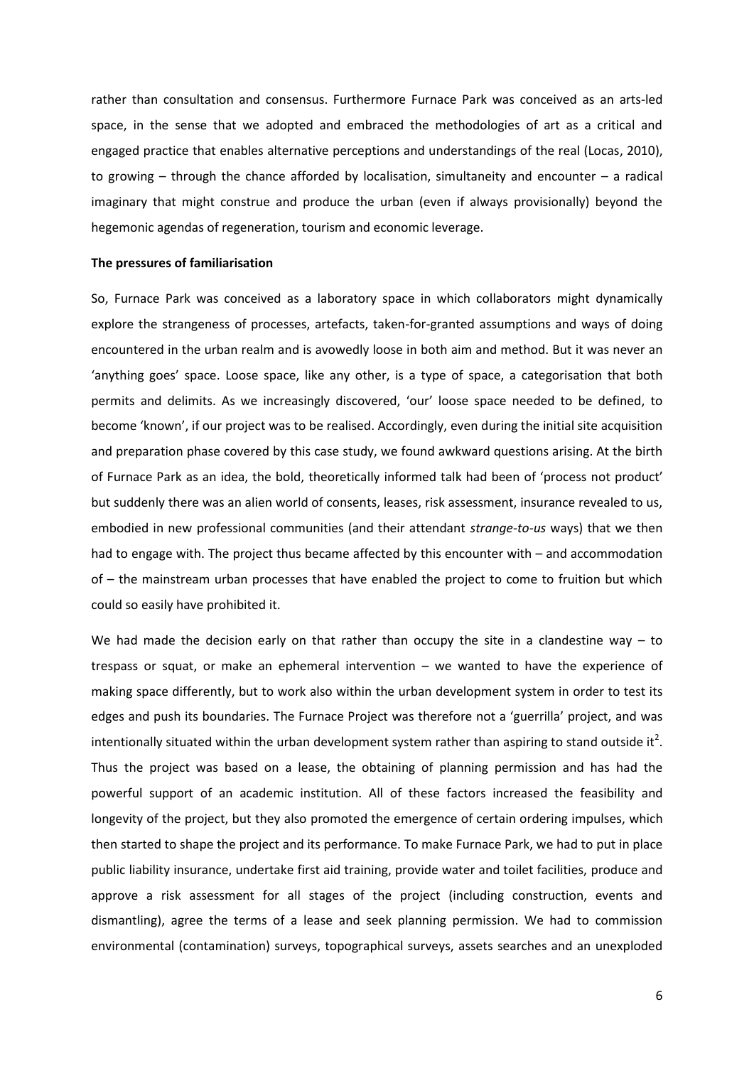rather than consultation and consensus. Furthermore Furnace Park was conceived as an arts-led space, in the sense that we adopted and embraced the methodologies of art as a critical and engaged practice that enables alternative perceptions and understandings of the real (Locas, 2010), to growing – through the chance afforded by localisation, simultaneity and encounter – a radical imaginary that might construe and produce the urban (even if always provisionally) beyond the hegemonic agendas of regeneration, tourism and economic leverage.

**The pressures of familiarisation**

So, Furnace Park was conceived as a laboratory space in which collaborators might dynamically explore the strangeness of processes, artefacts, taken-for-granted assumptions and ways of doing encountered in the urban realm and is avowedly loose in both aim and method. But it was never an 'anything goes' space. Loose space, like any other, is a type of space, a categorisation that both permits and delimits. As we increasingly discovered, 'our' loose space needed to be defined, to become 'known', if our project was to be realised. Accordingly, even during the initial site acquisition and preparation phase covered by this case study, we found awkward questions arising. At the birth of Furnace Park as an idea, the bold, theoretically informed talk had been of 'process not product' but suddenly there was an alien world of consents, leases, risk assessment, insurance revealed to us, embodied in new professional communities (and their attendant *strange-to-us* ways) that we then had to engage with. The project thus became affected by this encounter with – and accommodation of – the mainstream urban processes that have enabled the project to come to fruition but which could so easily have prohibited it.

We had made the decision early on that rather than occupy the site in a clandestine way – to trespass or squat, or make an ephemeral intervention – we wanted to have the experience of making space differently, but to work also within the urban development system in order to test its edges and push its boundaries. The Furnace Project was therefore not a 'guerrilla' project, and was intentionally situated within the urban development system rather than aspiring to stand outside it[2]. Thus the project was based on a lease, the obtaining of planning permission and has had the powerful support of an academic institution. All of these factors increased the feasibility and longevity of the project, but they also promoted the emergence of certain ordering impulses, which then started to shape the project and its performance. To make Furnace Park, we had to put in place public liability insurance, undertake first aid training, provide water and toilet facilities, produce and approve a risk assessment for all stages of the project (including construction, events and dismantling), agree the terms of a lease and seek planning permission. We had to commission environmental (contamination) surveys, topographical surveys, assets searches and an unexploded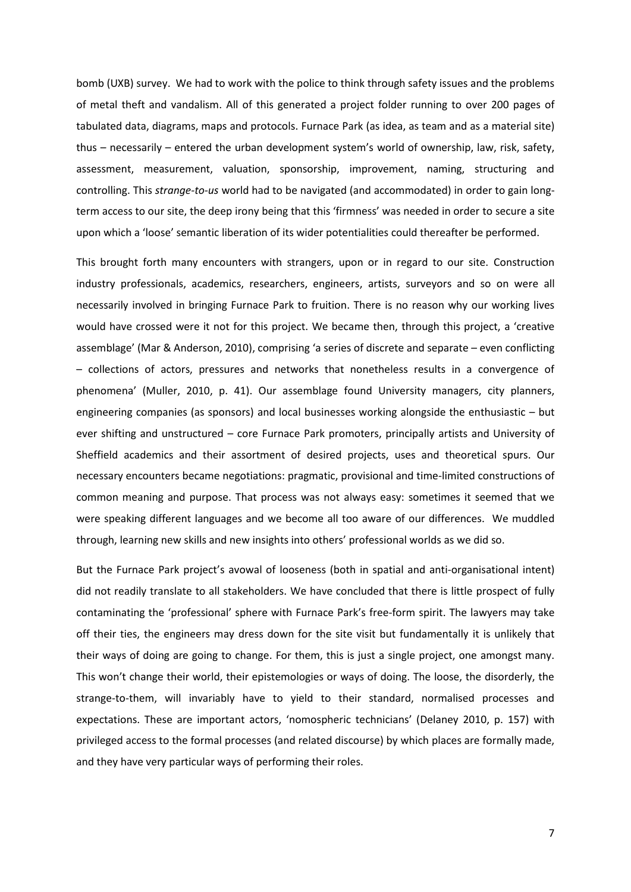bomb (UXB) survey. We had to work with the police to think through safety issues and the problems of metal theft and vandalism. All of this generated a project folder running to over 200 pages of tabulated data, diagrams, maps and protocols. Furnace Park (as idea, as team and as a material site) thus – necessarily – entered the urban development system's world of ownership, law, risk, safety, assessment, measurement, valuation, sponsorship, improvement, naming, structuring and controlling. This *strange-to-us* world had to be navigated (and accommodated) in order to gain long-term access to our site, the deep irony being that this 'firmness' was needed in order to secure a site upon which a 'loose' semantic liberation of its wider potentialities could thereafter be performed.

This brought forth many encounters with strangers, upon or in regard to our site. Construction industry professionals, academics, researchers, engineers, artists, surveyors and so on were all necessarily involved in bringing Furnace Park to fruition. There is no reason why our working lives would have crossed were it not for this project. We became then, through this project, a 'creative assemblage' (Mar & Anderson, 2010), comprising 'a series of discrete and separate – even conflicting – collections of actors, pressures and networks that nonetheless results in a convergence of phenomena' (Muller, 2010, p. 41). Our assemblage found University managers, city planners, engineering companies (as sponsors) and local businesses working alongside the enthusiastic – but ever shifting and unstructured – core Furnace Park promoters, principally artists and University of Sheffield academics and their assortment of desired projects, uses and theoretical spurs. Our necessary encounters became negotiations: pragmatic, provisional and time-limited constructions of common meaning and purpose. That process was not always easy: sometimes it seemed that we were speaking different languages and we become all too aware of our differences. We muddled through, learning new skills and new insights into others' professional worlds as we did so.

But the Furnace Park project's avowal of looseness (both in spatial and anti-organisational intent) did not readily translate to all stakeholders. We have concluded that there is little prospect of fully contaminating the 'professional' sphere with Furnace Park's free-form spirit. The lawyers may take off their ties, the engineers may dress down for the site visit but fundamentally it is unlikely that their ways of doing are going to change. For them, this is just a single project, one amongst many. This won't change their world, their epistemologies or ways of doing. The loose, the disorderly, the strange-to-them, will invariably have to yield to their standard, normalised processes and expectations. These are important actors, 'nomospheric technicians' (Delaney 2010, p. 157) with privileged access to the formal processes (and related discourse) by which places are formally made, and they have very particular ways of performing their roles.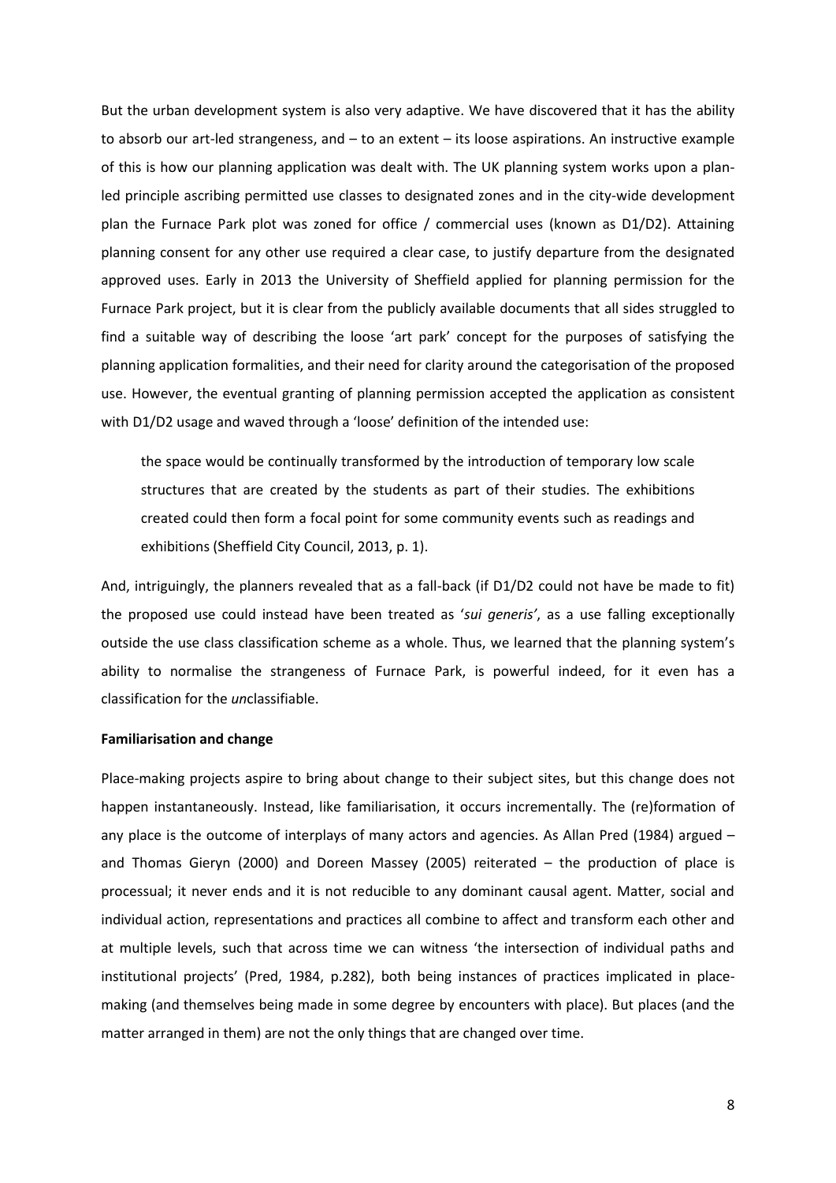But the urban development system is also very adaptive. We have discovered that it has the ability to absorb our art-led strangeness, and – to an extent – its loose aspirations. An instructive example of this is how our planning application was dealt with. The UK planning system works upon a plan-led principle ascribing permitted use classes to designated zones and in the city-wide development plan the Furnace Park plot was zoned for office / commercial uses (known as D1/D2). Attaining planning consent for any other use required a clear case, to justify departure from the designated approved uses. Early in 2013 the University of Sheffield applied for planning permission for the Furnace Park project, but it is clear from the publicly available documents that all sides struggled to find a suitable way of describing the loose 'art park' concept for the purposes of satisfying the planning application formalities, and their need for clarity around the categorisation of the proposed use. However, the eventual granting of planning permission accepted the application as consistent with D1/D2 usage and waved through a 'loose' definition of the intended use:

> the space would be continually transformed by the introduction of temporary low scale structures that are created by the students as part of their studies. The exhibitions created could then form a focal point for some community events such as readings and exhibitions (Sheffield City Council, 2013, p. 1).

And, intriguingly, the planners revealed that as a fall-back (if D1/D2 could not have be made to fit) the proposed use could instead have been treated as '*sui generis'*, as a use falling exceptionally outside the use class classification scheme as a whole. Thus, we learned that the planning system's ability to normalise the strangeness of Furnace Park, is powerful indeed, for it even has a classification for the *un*classifiable.

**Familiarisation and change**

Place-making projects aspire to bring about change to their subject sites, but this change does not happen instantaneously. Instead, like familiarisation, it occurs incrementally. The (re)formation of any place is the outcome of interplays of many actors and agencies. As Allan Pred (1984) argued – and Thomas Gieryn (2000) and Doreen Massey (2005) reiterated – the production of place is processual; it never ends and it is not reducible to any dominant causal agent. Matter, social and individual action, representations and practices all combine to affect and transform each other and at multiple levels, such that across time we can witness 'the intersection of individual paths and institutional projects' (Pred, 1984, p.282), both being instances of practices implicated in place-making (and themselves being made in some degree by encounters with place). But places (and the matter arranged in them) are not the only things that are changed over time.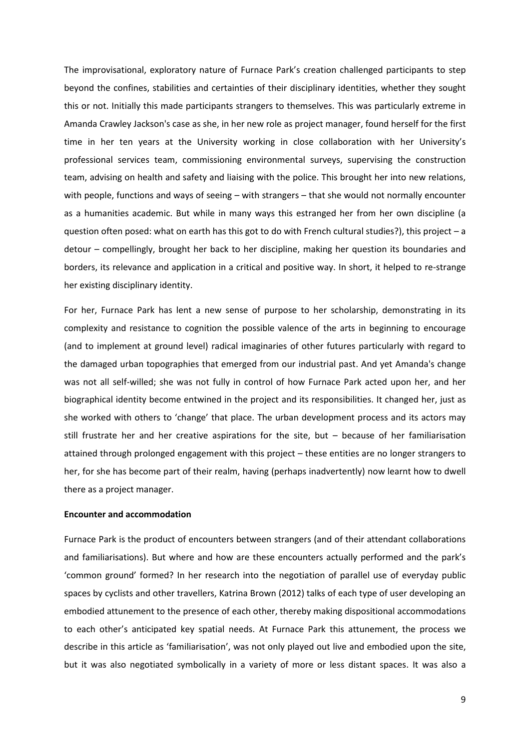The improvisational, exploratory nature of Furnace Park's creation challenged participants to step beyond the confines, stabilities and certainties of their disciplinary identities, whether they sought this or not. Initially this made participants strangers to themselves. This was particularly extreme in Amanda Crawley Jackson's case as she, in her new role as project manager, found herself for the first time in her ten years at the University working in close collaboration with her University's professional services team, commissioning environmental surveys, supervising the construction team, advising on health and safety and liaising with the police. This brought her into new relations, with people, functions and ways of seeing – with strangers – that she would not normally encounter as a humanities academic. But while in many ways this estranged her from her own discipline (a question often posed: what on earth has this got to do with French cultural studies?), this project – a detour – compellingly, brought her back to her discipline, making her question its boundaries and borders, its relevance and application in a critical and positive way. In short, it helped to re-strange her existing disciplinary identity.

For her, Furnace Park has lent a new sense of purpose to her scholarship, demonstrating in its complexity and resistance to cognition the possible valence of the arts in beginning to encourage (and to implement at ground level) radical imaginaries of other futures particularly with regard to the damaged urban topographies that emerged from our industrial past. And yet Amanda's change was not all self-willed; she was not fully in control of how Furnace Park acted upon her, and her biographical identity become entwined in the project and its responsibilities. It changed her, just as she worked with others to 'change' that place. The urban development process and its actors may still frustrate her and her creative aspirations for the site, but – because of her familiarisation attained through prolonged engagement with this project – these entities are no longer strangers to her, for she has become part of their realm, having (perhaps inadvertently) now learnt how to dwell there as a project manager.

**Encounter and accommodation**

Furnace Park is the product of encounters between strangers (and of their attendant collaborations and familiarisations). But where and how are these encounters actually performed and the park's 'common ground' formed? In her research into the negotiation of parallel use of everyday public spaces by cyclists and other travellers, Katrina Brown (2012) talks of each type of user developing an embodied attunement to the presence of each other, thereby making dispositional accommodations to each other's anticipated key spatial needs. At Furnace Park this attunement, the process we describe in this article as 'familiarisation', was not only played out live and embodied upon the site, but it was also negotiated symbolically in a variety of more or less distant spaces. It was also a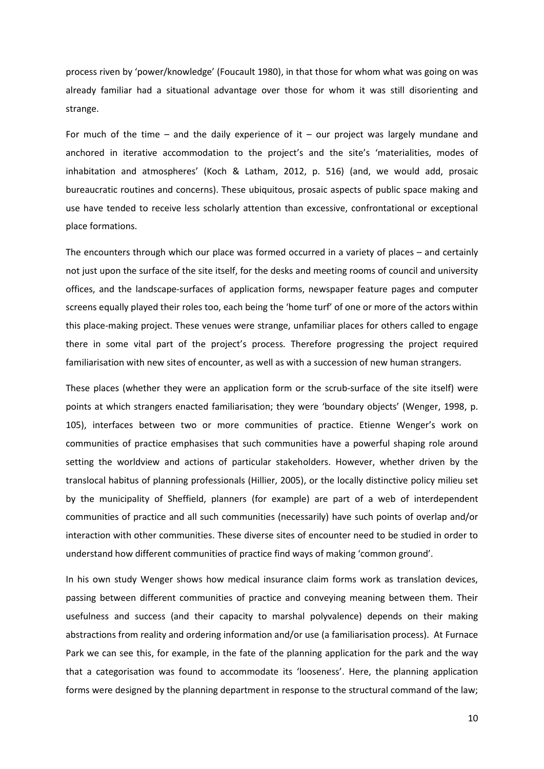process riven by 'power/knowledge' (Foucault 1980), in that those for whom what was going on was already familiar had a situational advantage over those for whom it was still disorienting and strange.

For much of the time – and the daily experience of it – our project was largely mundane and anchored in iterative accommodation to the project's and the site's 'materialities, modes of inhabitation and atmospheres' (Koch & Latham, 2012, p. 516) (and, we would add, prosaic bureaucratic routines and concerns). These ubiquitous, prosaic aspects of public space making and use have tended to receive less scholarly attention than excessive, confrontational or exceptional place formations.

The encounters through which our place was formed occurred in a variety of places – and certainly not just upon the surface of the site itself, for the desks and meeting rooms of council and university offices, and the landscape-surfaces of application forms, newspaper feature pages and computer screens equally played their roles too, each being the 'home turf' of one or more of the actors within this place-making project. These venues were strange, unfamiliar places for others called to engage there in some vital part of the project's process. Therefore progressing the project required familiarisation with new sites of encounter, as well as with a succession of new human strangers.

These places (whether they were an application form or the scrub-surface of the site itself) were points at which strangers enacted familiarisation; they were 'boundary objects' (Wenger, 1998, p. 105), interfaces between two or more communities of practice. Etienne Wenger's work on communities of practice emphasises that such communities have a powerful shaping role around setting the worldview and actions of particular stakeholders. However, whether driven by the translocal habitus of planning professionals (Hillier, 2005), or the locally distinctive policy milieu set by the municipality of Sheffield, planners (for example) are part of a web of interdependent communities of practice and all such communities (necessarily) have such points of overlap and/or interaction with other communities. These diverse sites of encounter need to be studied in order to understand how different communities of practice find ways of making 'common ground'.

In his own study Wenger shows how medical insurance claim forms work as translation devices, passing between different communities of practice and conveying meaning between them. Their usefulness and success (and their capacity to marshal polyvalence) depends on their making abstractions from reality and ordering information and/or use (a familiarisation process). At Furnace Park we can see this, for example, in the fate of the planning application for the park and the way that a categorisation was found to accommodate its 'looseness'. Here, the planning application forms were designed by the planning department in response to the structural command of the law;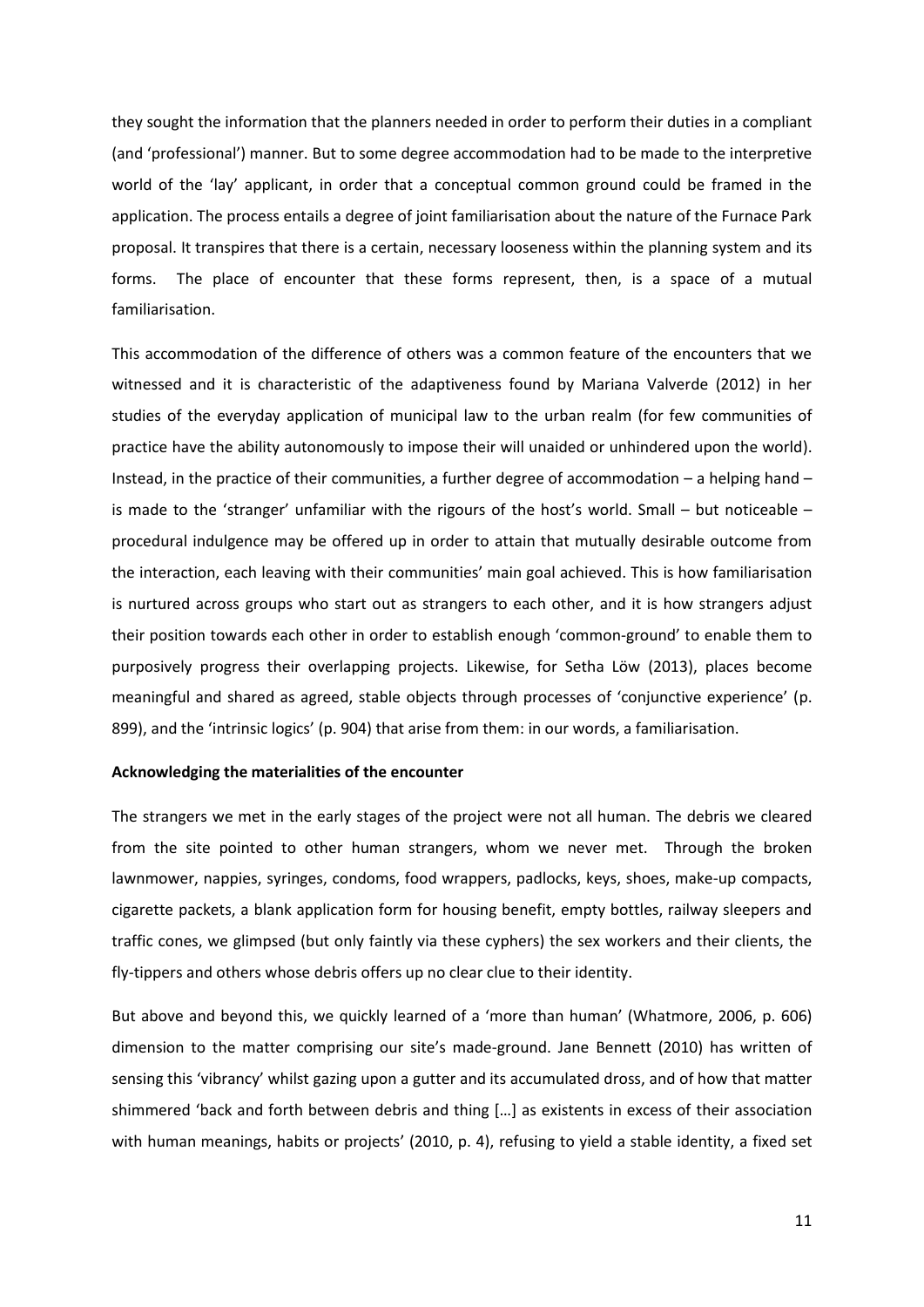they sought the information that the planners needed in order to perform their duties in a compliant (and 'professional') manner. But to some degree accommodation had to be made to the interpretive world of the 'lay' applicant, in order that a conceptual common ground could be framed in the application. The process entails a degree of joint familiarisation about the nature of the Furnace Park proposal. It transpires that there is a certain, necessary looseness within the planning system and its forms. The place of encounter that these forms represent, then, is a space of a mutual familiarisation.

This accommodation of the difference of others was a common feature of the encounters that we witnessed and it is characteristic of the adaptiveness found by Mariana Valverde (2012) in her studies of the everyday application of municipal law to the urban realm (for few communities of practice have the ability autonomously to impose their will unaided or unhindered upon the world). Instead, in the practice of their communities, a further degree of accommodation – a helping hand – is made to the 'stranger' unfamiliar with the rigours of the host's world. Small – but noticeable – procedural indulgence may be offered up in order to attain that mutually desirable outcome from the interaction, each leaving with their communities' main goal achieved. This is how familiarisation is nurtured across groups who start out as strangers to each other, and it is how strangers adjust their position towards each other in order to establish enough 'common-ground' to enable them to purposively progress their overlapping projects. Likewise, for Setha Löw (2013), places become meaningful and shared as agreed, stable objects through processes of 'conjunctive experience' (p. 899), and the 'intrinsic logics' (p. 904) that arise from them: in our words, a familiarisation.

**Acknowledging the materialities of the encounter**

The strangers we met in the early stages of the project were not all human. The debris we cleared from the site pointed to other human strangers, whom we never met. Through the broken lawnmower, nappies, syringes, condoms, food wrappers, padlocks, keys, shoes, make-up compacts, cigarette packets, a blank application form for housing benefit, empty bottles, railway sleepers and traffic cones, we glimpsed (but only faintly via these cyphers) the sex workers and their clients, the fly-tippers and others whose debris offers up no clear clue to their identity.

But above and beyond this, we quickly learned of a 'more than human' (Whatmore, 2006, p. 606) dimension to the matter comprising our site's made-ground. Jane Bennett (2010) has written of sensing this 'vibrancy' whilst gazing upon a gutter and its accumulated dross, and of how that matter shimmered 'back and forth between debris and thing […] as existents in excess of their association with human meanings, habits or projects' (2010, p. 4), refusing to yield a stable identity, a fixed set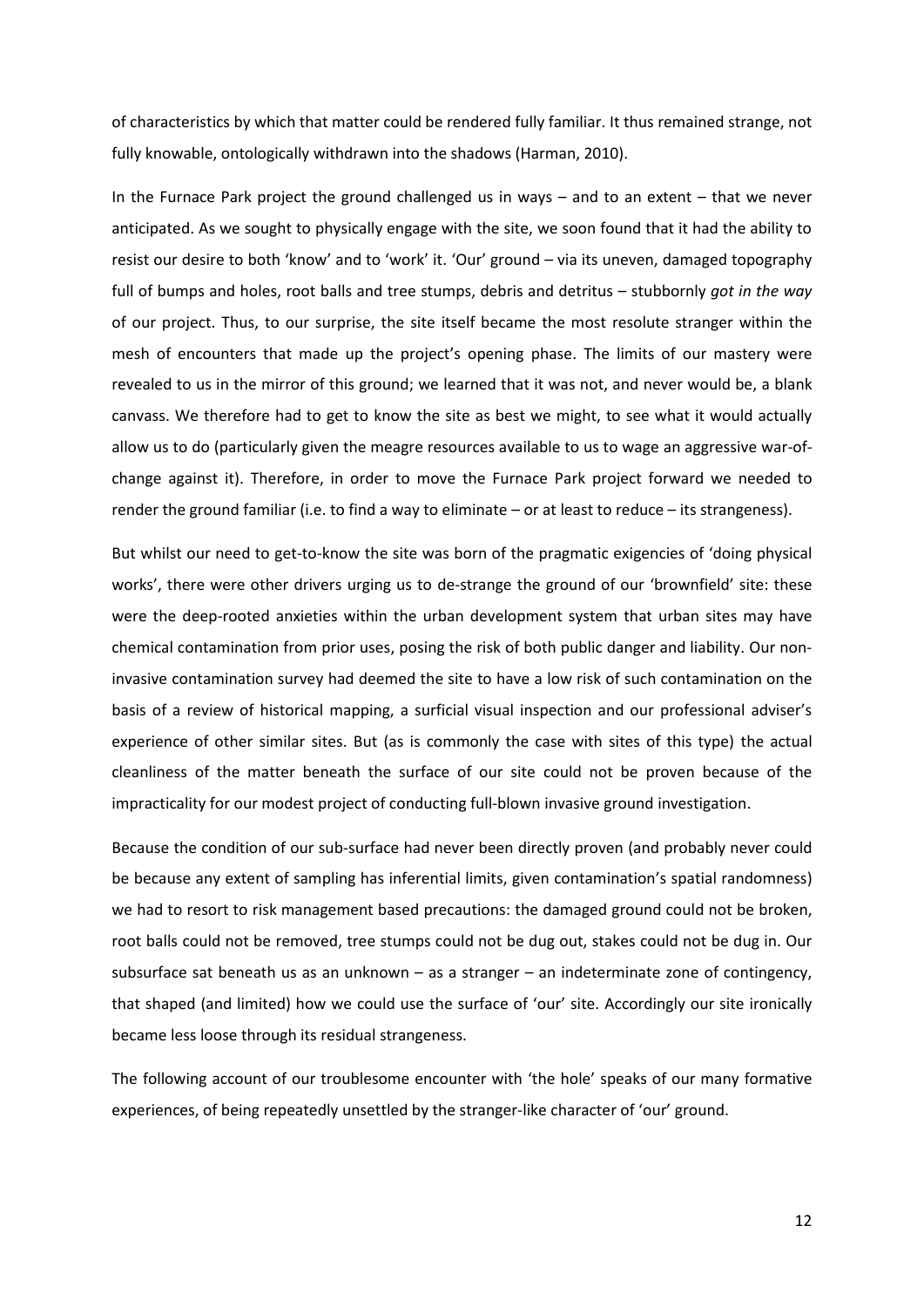of characteristics by which that matter could be rendered fully familiar. It thus remained strange, not fully knowable, ontologically withdrawn into the shadows (Harman, 2010).

In the Furnace Park project the ground challenged us in ways – and to an extent – that we never anticipated. As we sought to physically engage with the site, we soon found that it had the ability to resist our desire to both 'know' and to 'work' it. 'Our' ground – via its uneven, damaged topography full of bumps and holes, root balls and tree stumps, debris and detritus – stubbornly *got in the way* of our project. Thus, to our surprise, the site itself became the most resolute stranger within the mesh of encounters that made up the project's opening phase. The limits of our mastery were revealed to us in the mirror of this ground; we learned that it was not, and never would be, a blank canvass. We therefore had to get to know the site as best we might, to see what it would actually allow us to do (particularly given the meagre resources available to us to wage an aggressive war-of-change against it). Therefore, in order to move the Furnace Park project forward we needed to render the ground familiar (i.e. to find a way to eliminate – or at least to reduce – its strangeness).

But whilst our need to get-to-know the site was born of the pragmatic exigencies of 'doing physical works', there were other drivers urging us to de-strange the ground of our 'brownfield' site: these were the deep-rooted anxieties within the urban development system that urban sites may have chemical contamination from prior uses, posing the risk of both public danger and liability. Our non-invasive contamination survey had deemed the site to have a low risk of such contamination on the basis of a review of historical mapping, a surficial visual inspection and our professional adviser's experience of other similar sites. But (as is commonly the case with sites of this type) the actual cleanliness of the matter beneath the surface of our site could not be proven because of the impracticality for our modest project of conducting full-blown invasive ground investigation.

Because the condition of our sub-surface had never been directly proven (and probably never could be because any extent of sampling has inferential limits, given contamination's spatial randomness) we had to resort to risk management based precautions: the damaged ground could not be broken, root balls could not be removed, tree stumps could not be dug out, stakes could not be dug in. Our subsurface sat beneath us as an unknown – as a stranger – an indeterminate zone of contingency, that shaped (and limited) how we could use the surface of 'our' site. Accordingly our site ironically became less loose through its residual strangeness.

The following account of our troublesome encounter with 'the hole' speaks of our many formative experiences, of being repeatedly unsettled by the stranger-like character of 'our' ground.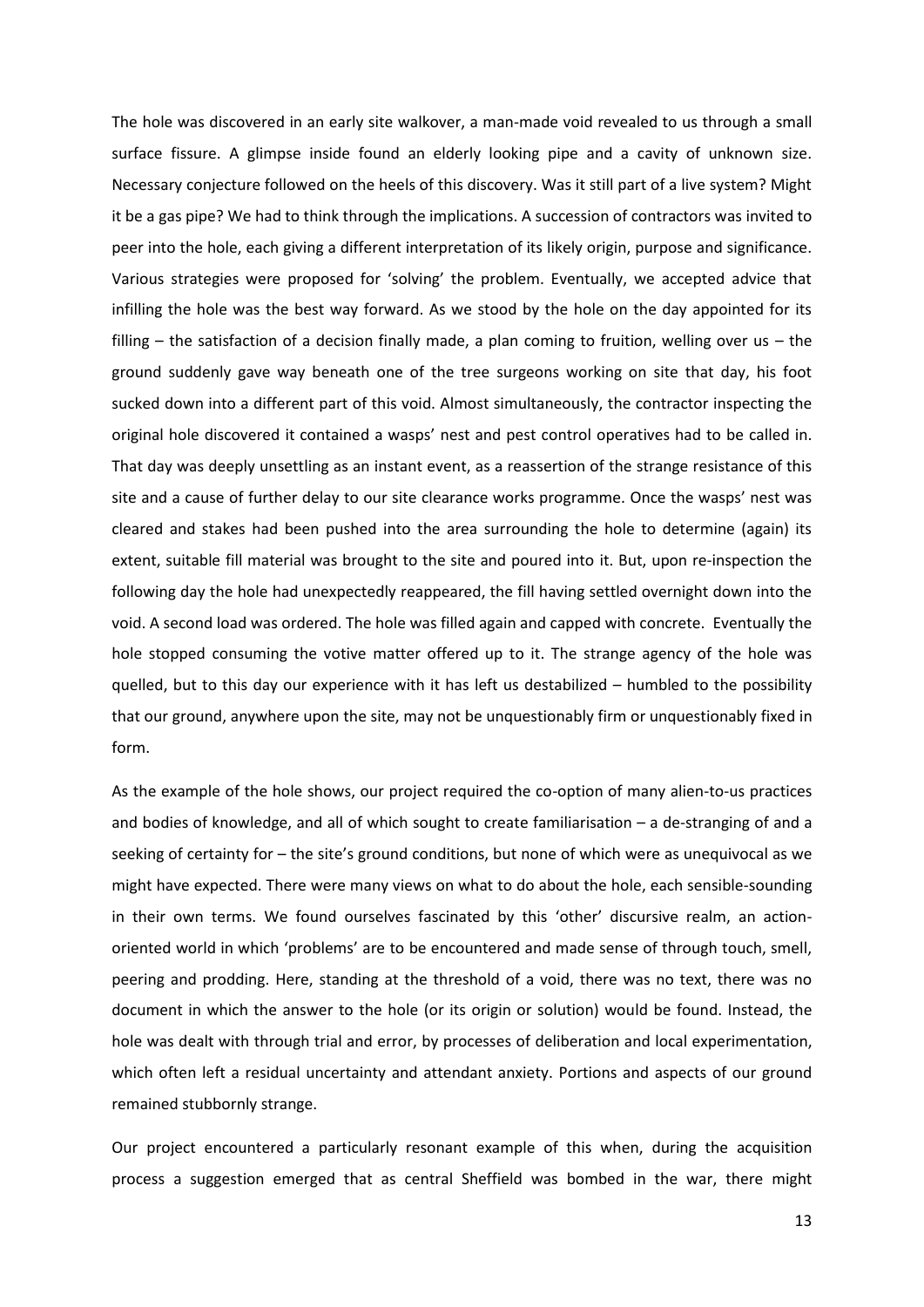The hole was discovered in an early site walkover, a man-made void revealed to us through a small surface fissure. A glimpse inside found an elderly looking pipe and a cavity of unknown size. Necessary conjecture followed on the heels of this discovery. Was it still part of a live system? Might it be a gas pipe? We had to think through the implications. A succession of contractors was invited to peer into the hole, each giving a different interpretation of its likely origin, purpose and significance. Various strategies were proposed for 'solving' the problem. Eventually, we accepted advice that infilling the hole was the best way forward. As we stood by the hole on the day appointed for its filling – the satisfaction of a decision finally made, a plan coming to fruition, welling over us – the ground suddenly gave way beneath one of the tree surgeons working on site that day, his foot sucked down into a different part of this void. Almost simultaneously, the contractor inspecting the original hole discovered it contained a wasps' nest and pest control operatives had to be called in. That day was deeply unsettling as an instant event, as a reassertion of the strange resistance of this site and a cause of further delay to our site clearance works programme. Once the wasps' nest was cleared and stakes had been pushed into the area surrounding the hole to determine (again) its extent, suitable fill material was brought to the site and poured into it. But, upon re-inspection the following day the hole had unexpectedly reappeared, the fill having settled overnight down into the void. A second load was ordered. The hole was filled again and capped with concrete. Eventually the hole stopped consuming the votive matter offered up to it. The strange agency of the hole was quelled, but to this day our experience with it has left us destabilized – humbled to the possibility that our ground, anywhere upon the site, may not be unquestionably firm or unquestionably fixed in form.

As the example of the hole shows, our project required the co-option of many alien-to-us practices and bodies of knowledge, and all of which sought to create familiarisation – a de-stranging of and a seeking of certainty for – the site's ground conditions, but none of which were as unequivocal as we might have expected. There were many views on what to do about the hole, each sensible-sounding in their own terms. We found ourselves fascinated by this 'other' discursive realm, an action-oriented world in which 'problems' are to be encountered and made sense of through touch, smell, peering and prodding. Here, standing at the threshold of a void, there was no text, there was no document in which the answer to the hole (or its origin or solution) would be found. Instead, the hole was dealt with through trial and error, by processes of deliberation and local experimentation, which often left a residual uncertainty and attendant anxiety. Portions and aspects of our ground remained stubbornly strange.

Our project encountered a particularly resonant example of this when, during the acquisition process a suggestion emerged that as central Sheffield was bombed in the war, there might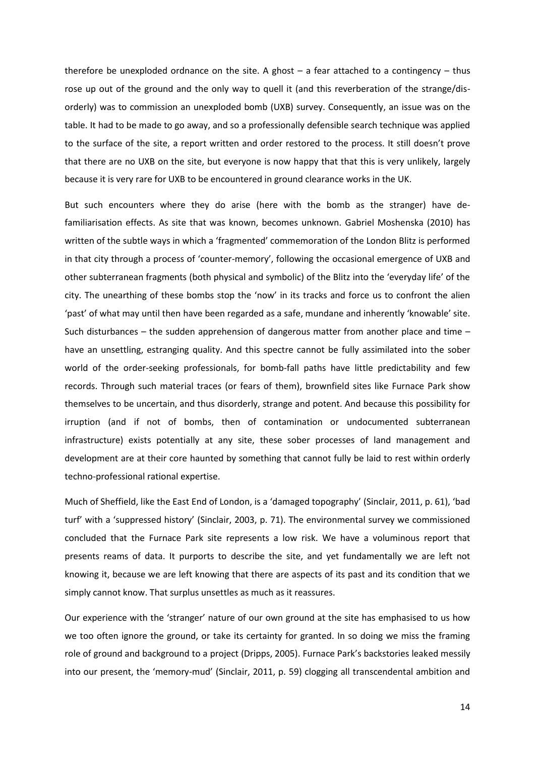therefore be unexploded ordnance on the site. A ghost – a fear attached to a contingency – thus rose up out of the ground and the only way to quell it (and this reverberation of the strange/dis-orderly) was to commission an unexploded bomb (UXB) survey. Consequently, an issue was on the table. It had to be made to go away, and so a professionally defensible search technique was applied to the surface of the site, a report written and order restored to the process. It still doesn't prove that there are no UXB on the site, but everyone is now happy that that this is very unlikely, largely because it is very rare for UXB to be encountered in ground clearance works in the UK.

But such encounters where they do arise (here with the bomb as the stranger) have de-familiarisation effects. As site that was known, becomes unknown. Gabriel Moshenska (2010) has written of the subtle ways in which a 'fragmented' commemoration of the London Blitz is performed in that city through a process of 'counter-memory', following the occasional emergence of UXB and other subterranean fragments (both physical and symbolic) of the Blitz into the 'everyday life' of the city. The unearthing of these bombs stop the 'now' in its tracks and force us to confront the alien 'past' of what may until then have been regarded as a safe, mundane and inherently 'knowable' site. Such disturbances – the sudden apprehension of dangerous matter from another place and time – have an unsettling, estranging quality. And this spectre cannot be fully assimilated into the sober world of the order-seeking professionals, for bomb-fall paths have little predictability and few records. Through such material traces (or fears of them), brownfield sites like Furnace Park show themselves to be uncertain, and thus disorderly, strange and potent. And because this possibility for irruption (and if not of bombs, then of contamination or undocumented subterranean infrastructure) exists potentially at any site, these sober processes of land management and development are at their core haunted by something that cannot fully be laid to rest within orderly techno-professional rational expertise.

Much of Sheffield, like the East End of London, is a 'damaged topography' (Sinclair, 2011, p. 61), 'bad turf' with a 'suppressed history' (Sinclair, 2003, p. 71). The environmental survey we commissioned concluded that the Furnace Park site represents a low risk. We have a voluminous report that presents reams of data. It purports to describe the site, and yet fundamentally we are left not knowing it, because we are left knowing that there are aspects of its past and its condition that we simply cannot know. That surplus unsettles as much as it reassures.

Our experience with the 'stranger' nature of our own ground at the site has emphasised to us how we too often ignore the ground, or take its certainty for granted. In so doing we miss the framing role of ground and background to a project (Dripps, 2005). Furnace Park's backstories leaked messily into our present, the 'memory-mud' (Sinclair, 2011, p. 59) clogging all transcendental ambition and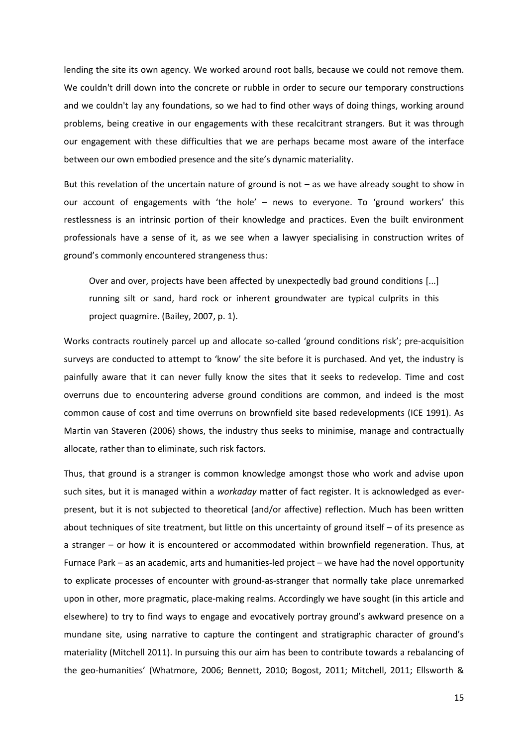lending the site its own agency. We worked around root balls, because we could not remove them. We couldn't drill down into the concrete or rubble in order to secure our temporary constructions and we couldn't lay any foundations, so we had to find other ways of doing things, working around problems, being creative in our engagements with these recalcitrant strangers. But it was through our engagement with these difficulties that we are perhaps became most aware of the interface between our own embodied presence and the site's dynamic materiality.

But this revelation of the uncertain nature of ground is not – as we have already sought to show in our account of engagements with 'the hole' – news to everyone. To 'ground workers' this restlessness is an intrinsic portion of their knowledge and practices. Even the built environment professionals have a sense of it, as we see when a lawyer specialising in construction writes of ground's commonly encountered strangeness thus:

> Over and over, projects have been affected by unexpectedly bad ground conditions [...] running silt or sand, hard rock or inherent groundwater are typical culprits in this project quagmire. (Bailey, 2007, p. 1).

Works contracts routinely parcel up and allocate so-called 'ground conditions risk'; pre-acquisition surveys are conducted to attempt to 'know' the site before it is purchased. And yet, the industry is painfully aware that it can never fully know the sites that it seeks to redevelop. Time and cost overruns due to encountering adverse ground conditions are common, and indeed is the most common cause of cost and time overruns on brownfield site based redevelopments (ICE 1991). As Martin van Staveren (2006) shows, the industry thus seeks to minimise, manage and contractually allocate, rather than to eliminate, such risk factors.

Thus, that ground is a stranger is common knowledge amongst those who work and advise upon such sites, but it is managed within a *workaday* matter of fact register. It is acknowledged as ever-present, but it is not subjected to theoretical (and/or affective) reflection. Much has been written about techniques of site treatment, but little on this uncertainty of ground itself – of its presence as a stranger – or how it is encountered or accommodated within brownfield regeneration. Thus, at Furnace Park – as an academic, arts and humanities-led project – we have had the novel opportunity to explicate processes of encounter with ground-as-stranger that normally take place unremarked upon in other, more pragmatic, place-making realms. Accordingly we have sought (in this article and elsewhere) to try to find ways to engage and evocatively portray ground's awkward presence on a mundane site, using narrative to capture the contingent and stratigraphic character of ground's materiality (Mitchell 2011). In pursuing this our aim has been to contribute towards a rebalancing of the geo-humanities' (Whatmore, 2006; Bennett, 2010; Bogost, 2011; Mitchell, 2011; Ellsworth &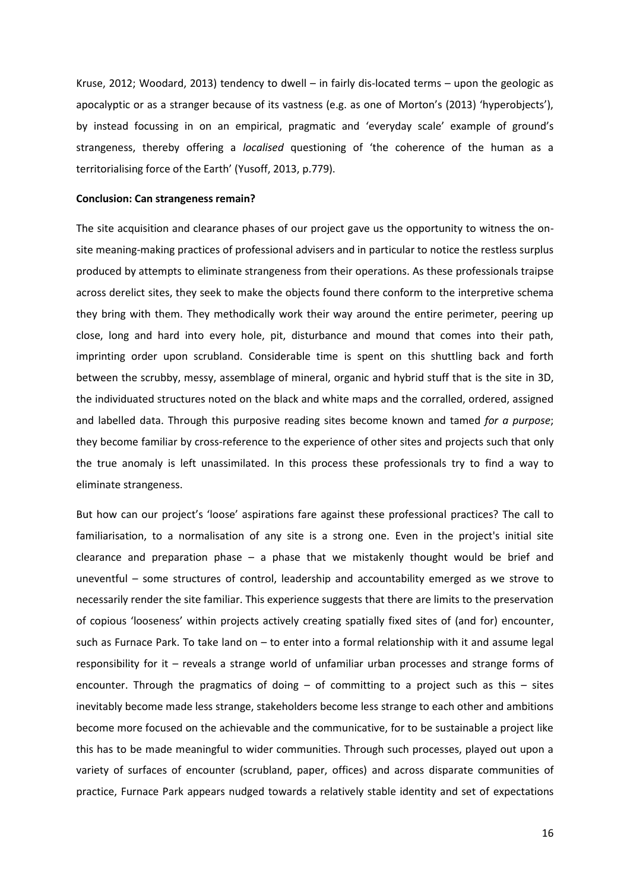Kruse, 2012; Woodard, 2013) tendency to dwell – in fairly dis-located terms – upon the geologic as apocalyptic or as a stranger because of its vastness (e.g. as one of Morton's (2013) 'hyperobjects'), by instead focussing in on an empirical, pragmatic and 'everyday scale' example of ground's strangeness, thereby offering a *localised* questioning of 'the coherence of the human as a territorialising force of the Earth' (Yusoff, 2013, p.779).

**Conclusion: Can strangeness remain?**

The site acquisition and clearance phases of our project gave us the opportunity to witness the on-site meaning-making practices of professional advisers and in particular to notice the restless surplus produced by attempts to eliminate strangeness from their operations. As these professionals traipse across derelict sites, they seek to make the objects found there conform to the interpretive schema they bring with them. They methodically work their way around the entire perimeter, peering up close, long and hard into every hole, pit, disturbance and mound that comes into their path, imprinting order upon scrubland. Considerable time is spent on this shuttling back and forth between the scrubby, messy, assemblage of mineral, organic and hybrid stuff that is the site in 3D, the individuated structures noted on the black and white maps and the corralled, ordered, assigned and labelled data. Through this purposive reading sites become known and tamed *for a purpose*; they become familiar by cross-reference to the experience of other sites and projects such that only the true anomaly is left unassimilated. In this process these professionals try to find a way to eliminate strangeness.

But how can our project's 'loose' aspirations fare against these professional practices? The call to familiarisation, to a normalisation of any site is a strong one. Even in the project's initial site clearance and preparation phase – a phase that we mistakenly thought would be brief and uneventful – some structures of control, leadership and accountability emerged as we strove to necessarily render the site familiar. This experience suggests that there are limits to the preservation of copious 'looseness' within projects actively creating spatially fixed sites of (and for) encounter, such as Furnace Park. To take land on – to enter into a formal relationship with it and assume legal responsibility for it – reveals a strange world of unfamiliar urban processes and strange forms of encounter. Through the pragmatics of doing – of committing to a project such as this – sites inevitably become made less strange, stakeholders become less strange to each other and ambitions become more focused on the achievable and the communicative, for to be sustainable a project like this has to be made meaningful to wider communities. Through such processes, played out upon a variety of surfaces of encounter (scrubland, paper, offices) and across disparate communities of practice, Furnace Park appears nudged towards a relatively stable identity and set of expectations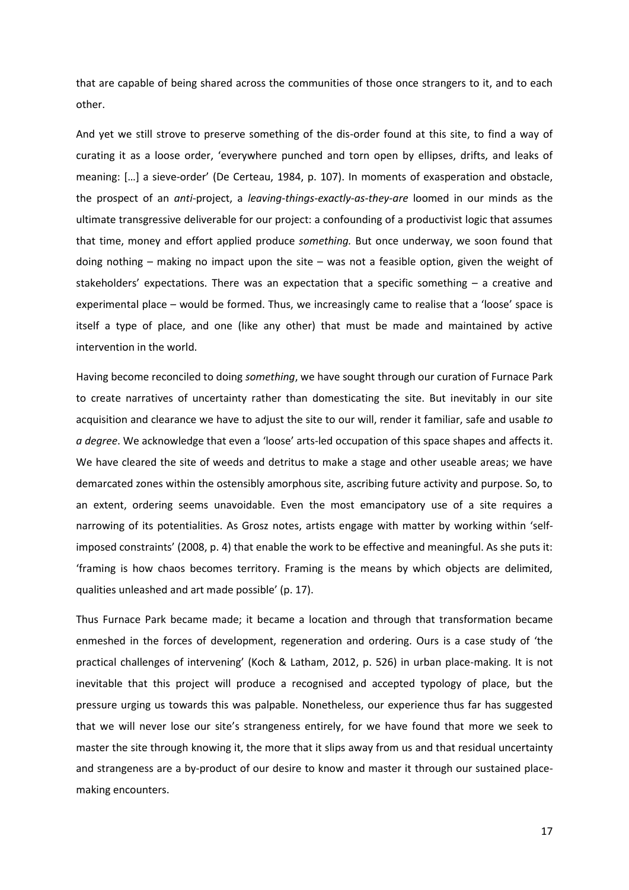that are capable of being shared across the communities of those once strangers to it, and to each other.

And yet we still strove to preserve something of the dis-order found at this site, to find a way of curating it as a loose order, 'everywhere punched and torn open by ellipses, drifts, and leaks of meaning: […] a sieve-order' (De Certeau, 1984, p. 107). In moments of exasperation and obstacle, the prospect of an *anti*-project, a *leaving-things-exactly-as-they-are* loomed in our minds as the ultimate transgressive deliverable for our project: a confounding of a productivist logic that assumes that time, money and effort applied produce *something.* But once underway, we soon found that doing nothing – making no impact upon the site – was not a feasible option, given the weight of stakeholders' expectations. There was an expectation that a specific something – a creative and experimental place – would be formed. Thus, we increasingly came to realise that a 'loose' space is itself a type of place, and one (like any other) that must be made and maintained by active intervention in the world.

Having become reconciled to doing *something*, we have sought through our curation of Furnace Park to create narratives of uncertainty rather than domesticating the site. But inevitably in our site acquisition and clearance we have to adjust the site to our will, render it familiar, safe and usable *to a degree*. We acknowledge that even a 'loose' arts-led occupation of this space shapes and affects it. We have cleared the site of weeds and detritus to make a stage and other useable areas; we have demarcated zones within the ostensibly amorphous site, ascribing future activity and purpose. So, to an extent, ordering seems unavoidable. Even the most emancipatory use of a site requires a narrowing of its potentialities. As Grosz notes, artists engage with matter by working within 'self-imposed constraints' (2008, p. 4) that enable the work to be effective and meaningful. As she puts it: 'framing is how chaos becomes territory. Framing is the means by which objects are delimited, qualities unleashed and art made possible' (p. 17).

Thus Furnace Park became made; it became a location and through that transformation became enmeshed in the forces of development, regeneration and ordering. Ours is a case study of 'the practical challenges of intervening' (Koch & Latham, 2012, p. 526) in urban place-making. It is not inevitable that this project will produce a recognised and accepted typology of place, but the pressure urging us towards this was palpable. Nonetheless, our experience thus far has suggested that we will never lose our site's strangeness entirely, for we have found that more we seek to master the site through knowing it, the more that it slips away from us and that residual uncertainty and strangeness are a by-product of our desire to know and master it through our sustained place-making encounters.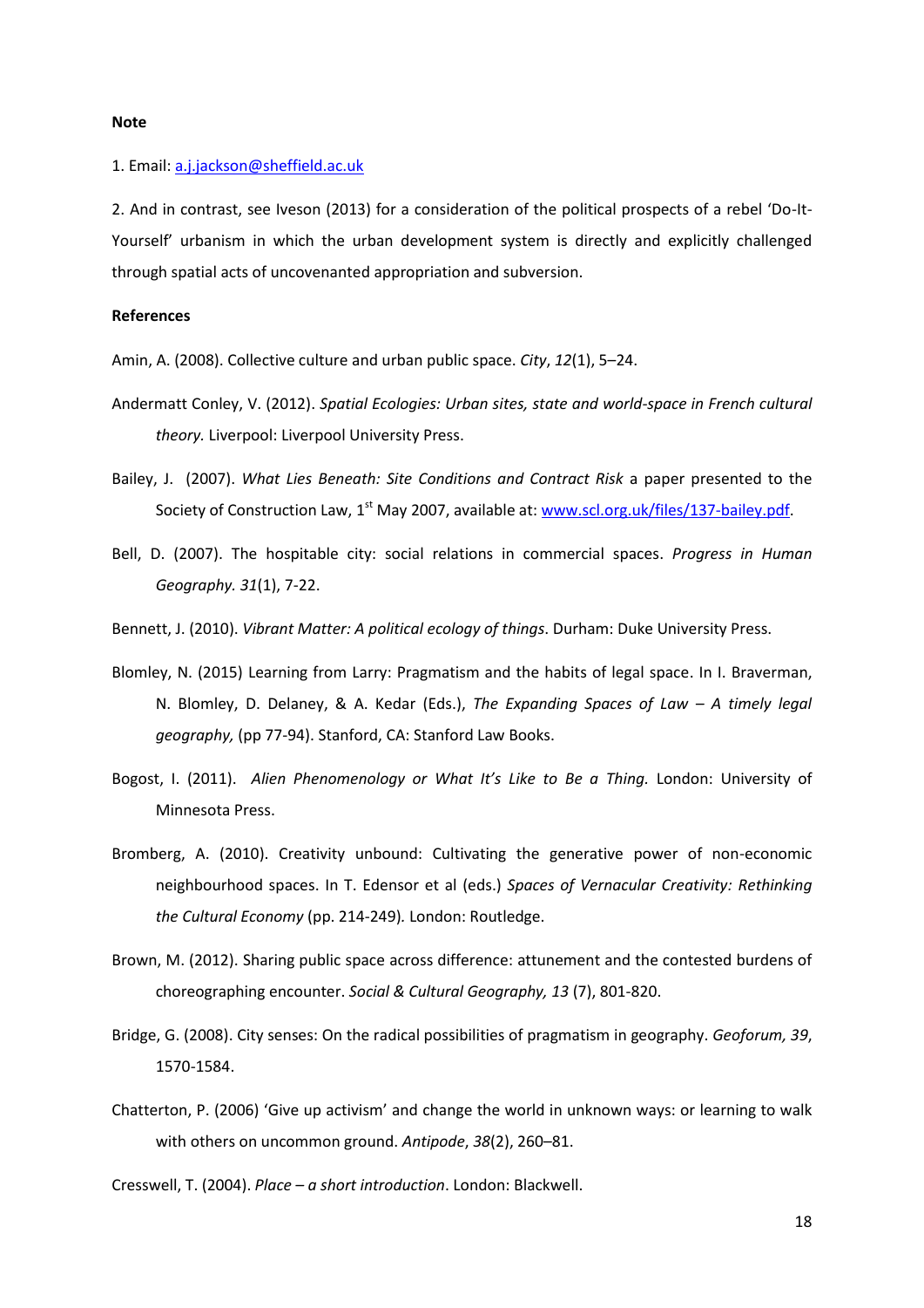**Note**

1. Email: [a.j.jackson@sheffield.ac.uk](mailto:a.j.jackson@sheffield.ac.uk)

2. And in contrast, see Iveson (2013) for a consideration of the political prospects of a rebel 'Do-It-Yourself' urbanism in which the urban development system is directly and explicitly challenged through spatial acts of uncovenanted appropriation and subversion.

**References**

Amin, A. (2008). Collective culture and urban public space. *City*, *12*(1), 5–24.

Andermatt Conley, V. (2012). *Spatial Ecologies: Urban sites, state and world-space in French cultural theory.* Liverpool: Liverpool University Press.

Bailey, J. (2007). *What Lies Beneath: Site Conditions and Contract Risk* a paper presented to the Society of Construction Law, 1st May 2007, available at: [www.scl.org.uk/files/137-bailey.pdf](www.scl.org.uk/files/137-bailey.pdf).

Bell, D. (2007). The hospitable city: social relations in commercial spaces. *Progress in Human Geography. 31*(1), 7-22.

Bennett, J. (2010). *Vibrant Matter: A political ecology of things*. Durham: Duke University Press.

Blomley, N. (2015) Learning from Larry: Pragmatism and the habits of legal space. In I. Braverman, N. Blomley, D. Delaney, & A. Kedar (Eds.), *The Expanding Spaces of Law – A timely legal geography,* (pp 77-94). Stanford, CA: Stanford Law Books.

Bogost, I. (2011). *Alien Phenomenology or What It's Like to Be a Thing.* London: University of Minnesota Press.

Bromberg, A. (2010). Creativity unbound: Cultivating the generative power of non-economic neighbourhood spaces. In T. Edensor et al (eds.) *Spaces of Vernacular Creativity: Rethinking the Cultural Economy* (pp. 214-249)*.* London: Routledge.

Brown, M. (2012). Sharing public space across difference: attunement and the contested burdens of choreographing encounter. *Social & Cultural Geography, 13* (7), 801-820.

Bridge, G. (2008). City senses: On the radical possibilities of pragmatism in geography. *Geoforum, 39*, 1570-1584.

Chatterton, P. (2006) 'Give up activism' and change the world in unknown ways: or learning to walk with others on uncommon ground. *Antipode*, *38*(2), 260–81.

Cresswell, T. (2004). *Place – a short introduction*. London: Blackwell.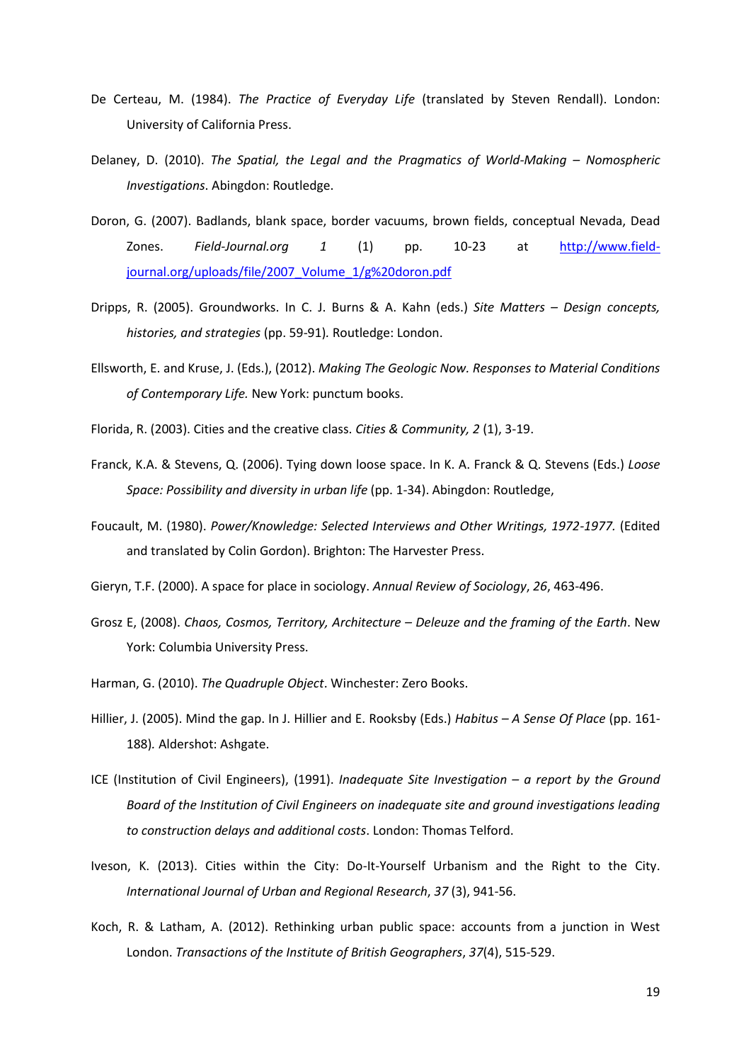De Certeau, M. (1984). *The Practice of Everyday Life* (translated by Steven Rendall). London: University of California Press.

Delaney, D. (2010). *The Spatial, the Legal and the Pragmatics of World-Making – Nomospheric Investigations*. Abingdon: Routledge.

Doron, G. (2007). Badlands, blank space, border vacuums, brown fields, conceptual Nevada, Dead Zones. *Field-Journal.org 1* (1) pp. 10-23 at http://www.field-journal.org/uploads/file/2007_Volume_1/g%20doron.pdf

Dripps, R. (2005). Groundworks. In C. J. Burns & A. Kahn (eds.) *Site Matters – Design concepts, histories, and strategies* (pp. 59-91)*.* Routledge: London.

Ellsworth, E. and Kruse, J. (Eds.), (2012). *Making The Geologic Now. Responses to Material Conditions of Contemporary Life.* New York: punctum books.

Florida, R. (2003). Cities and the creative class. *Cities & Community, 2* (1), 3-19.

Franck, K.A. & Stevens, Q. (2006). Tying down loose space. In K. A. Franck & Q. Stevens (Eds.) *Loose Space: Possibility and diversity in urban life* (pp. 1-34). Abingdon: Routledge,

Foucault, M. (1980). *Power/Knowledge: Selected Interviews and Other Writings, 1972-1977.* (Edited and translated by Colin Gordon). Brighton: The Harvester Press.

Gieryn, T.F. (2000). A space for place in sociology. *Annual Review of Sociology*, *26*, 463-496.

Grosz E, (2008). *Chaos, Cosmos, Territory, Architecture – Deleuze and the framing of the Earth*. New York: Columbia University Press.

Harman, G. (2010). *The Quadruple Object*. Winchester: Zero Books.

Hillier, J. (2005). Mind the gap. In J. Hillier and E. Rooksby (Eds.) *Habitus – A Sense Of Place* (pp. 161-188)*.* Aldershot: Ashgate.

ICE (Institution of Civil Engineers), (1991). *Inadequate Site Investigation – a report by the Ground Board of the Institution of Civil Engineers on inadequate site and ground investigations leading to construction delays and additional costs*. London: Thomas Telford.

Iveson, K. (2013). Cities within the City: Do-It-Yourself Urbanism and the Right to the City. *International Journal of Urban and Regional Research*, *37* (3), 941-56.

Koch, R. & Latham, A. (2012). Rethinking urban public space: accounts from a junction in West London. *Transactions of the Institute of British Geographers*, *37*(4), 515-529.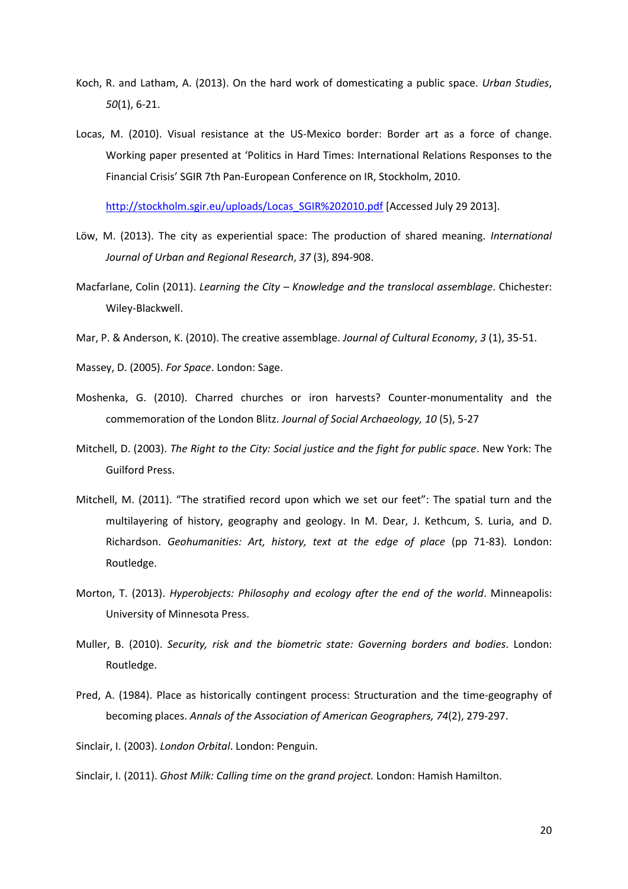Koch, R. and Latham, A. (2013). On the hard work of domesticating a public space. *Urban Studies*, *50*(1), 6-21.

Locas, M. (2010). Visual resistance at the US-Mexico border: Border art as a force of change. Working paper presented at 'Politics in Hard Times: International Relations Responses to the Financial Crisis' SGIR 7th Pan-European Conference on IR, Stockholm, 2010.

http://stockholm.sgir.eu/uploads/Locas_SGIR%202010.pdf [Accessed July 29 2013].

Löw, M. (2013). The city as experiential space: The production of shared meaning. *International Journal of Urban and Regional Research*, *37* (3), 894-908.

Macfarlane, Colin (2011). *Learning the City – Knowledge and the translocal assemblage*. Chichester: Wiley-Blackwell.

Mar, P. & Anderson, K. (2010). The creative assemblage. *Journal of Cultural Economy*, *3* (1), 35-51.

Massey, D. (2005). *For Space*. London: Sage.

Moshenka, G. (2010). Charred churches or iron harvests? Counter-monumentality and the commemoration of the London Blitz. *Journal of Social Archaeology, 10* (5), 5-27

Mitchell, D. (2003). *The Right to the City: Social justice and the fight for public space*. New York: The Guilford Press.

Mitchell, M. (2011). "The stratified record upon which we set our feet": The spatial turn and the multilayering of history, geography and geology. In M. Dear, J. Kethcum, S. Luria, and D. Richardson. *Geohumanities: Art, history, text at the edge of place* (pp 71-83). London: Routledge.

Morton, T. (2013). *Hyperobjects: Philosophy and ecology after the end of the world*. Minneapolis: University of Minnesota Press.

Muller, B. (2010). *Security, risk and the biometric state: Governing borders and bodies*. London: Routledge.

Pred, A. (1984). Place as historically contingent process: Structuration and the time-geography of becoming places. *Annals of the Association of American Geographers, 74*(2), 279-297.

Sinclair, I. (2003). *London Orbital*. London: Penguin.

Sinclair, I. (2011). *Ghost Milk: Calling time on the grand project.* London: Hamish Hamilton.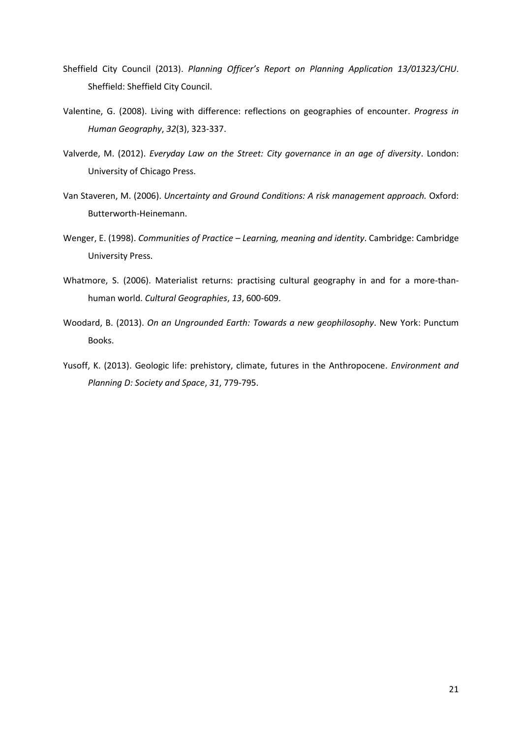Sheffield City Council (2013). *Planning Officer's Report on Planning Application 13/01323/CHU*. Sheffield: Sheffield City Council.

Valentine, G. (2008). Living with difference: reflections on geographies of encounter. *Progress in Human Geography*, *32*(3), 323-337.

Valverde, M. (2012). *Everyday Law on the Street: City governance in an age of diversity*. London: University of Chicago Press.

Van Staveren, M. (2006). *Uncertainty and Ground Conditions: A risk management approach.* Oxford: Butterworth-Heinemann.

Wenger, E. (1998). *Communities of Practice – Learning, meaning and identity*. Cambridge: Cambridge University Press.

Whatmore, S. (2006). Materialist returns: practising cultural geography in and for a more-than-human world. *Cultural Geographies*, *13*, 600-609.

Woodard, B. (2013). *On an Ungrounded Earth: Towards a new geophilosophy*. New York: Punctum Books.

Yusoff, K. (2013). Geologic life: prehistory, climate, futures in the Anthropocene. *Environment and Planning D: Society and Space*, *31*, 779-795.